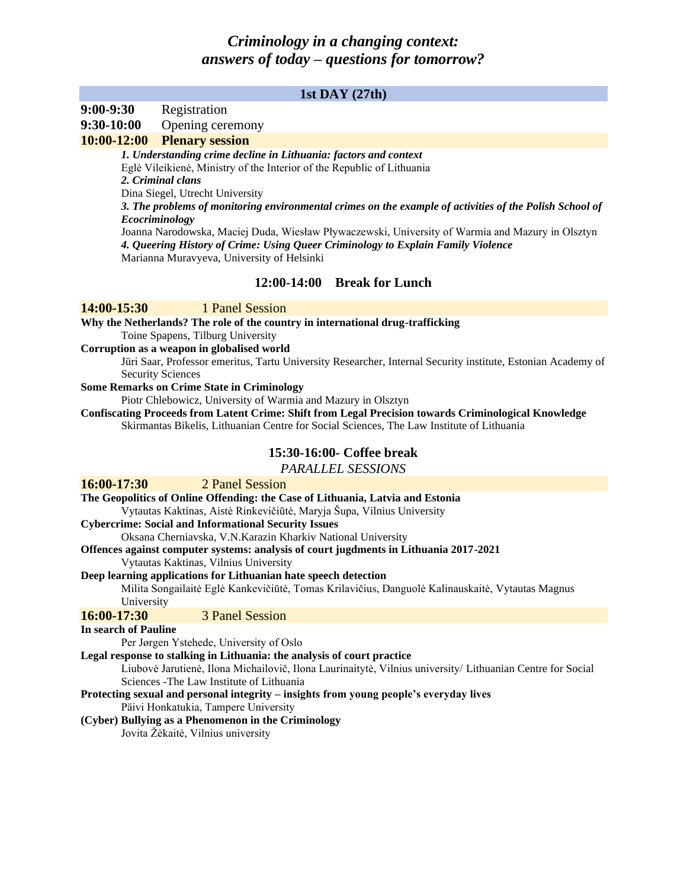# *Criminology in a changing context: answers of today – questions for tomorrow?*

## 1st DAY (27th)

**9:00-9:30** Registration

**9:30-10:00** Opening ceremony

**10:00-12:00 Plenary session**

***1. Understanding crime decline in Lithuania: factors and context***
Eglė Vileikienė, Ministry of the Interior of the Republic of Lithuania

***2. Criminal clans***
Dina Siegel, Utrecht University

***3. The problems of monitoring environmental crimes on the example of activities of the Polish School of Ecocriminology***
Joanna Narodowska, Maciej Duda, Wiesław Pływaczewski, University of Warmia and Mazury in Olsztyn

***4. Queering History of Crime: Using Queer Criminology to Explain Family Violence***
Marianna Muravyeva, University of Helsinki

### 12:00-14:00 Break for Lunch

**14:00-15:30** 1 Panel Session

**Why the Netherlands? The role of the country in international drug-trafficking**
Toine Spapens, Tilburg University

**Corruption as a weapon in globalised world**
Jüri Saar, Professor emeritus, Tartu University Researcher, Internal Security institute, Estonian Academy of Security Sciences

**Some Remarks on Crime State in Criminology**
Piotr Chlebowicz, University of Warmia and Mazury in Olsztyn

**Confiscating Proceeds from Latent Crime: Shift from Legal Precision towards Criminological Knowledge**
Skirmantas Bikelis, Lithuanian Centre for Social Sciences, The Law Institute of Lithuania

### 15:30-16:00- Coffee break

*PARALLEL SESSIONS*

**16:00-17:30** 2 Panel Session

**The Geopolitics of Online Offending: the Case of Lithuania, Latvia and Estonia**
Vytautas Kaktinas, Aistė Rinkevičiūtė, Maryja Šupa, Vilnius University

**Cybercrime: Social and Informational Security Issues**
Oksana Cherniavska, V.N.Karazin Kharkiv National University

**Offences against computer systems: analysis of court jugdments in Lithuania 2017-2021**
Vytautas Kaktinas, Vilnius University

**Deep learning applications for Lithuanian hate speech detection**
Milita Songailaitė Eglė Kankevičiūtė, Tomas Krilavičius, Danguolė Kalinauskaitė, Vytautas Magnus University

**16:00-17:30** 3 Panel Session

**In search of Pauline**
Per Jørgen Ystehede, University of Oslo

**Legal response to stalking in Lithuania: the analysis of court practice**
Liubovė Jarutienė, Ilona Michailovič, Ilona Laurinaitytė, Vilnius university/ Lithuanian Centre for Social Sciences -The Law Institute of Lithuania

**Protecting sexual and personal integrity – insights from young people's everyday lives**
Päivi Honkatukia, Tampere University

**(Cyber) Bullying as a Phenomenon in the Criminology**
Jovita Žėkaitė, Vilnius university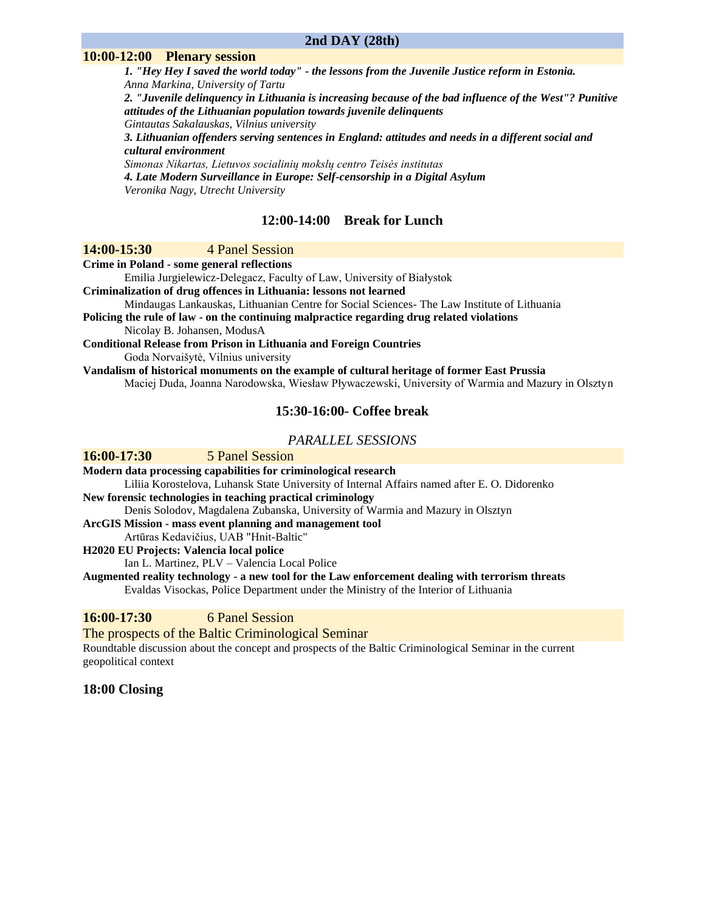## 2nd DAY (28th)

**10:00-12:00 Plenary session**

***1. "Hey Hey I saved the world today" - the lessons from the Juvenile Justice reform in Estonia.***
*Anna Markina, University of Tartu*

***2. "Juvenile delinquency in Lithuania is increasing because of the bad influence of the West"? Punitive attitudes of the Lithuanian population towards juvenile delinquents***
*Gintautas Sakalauskas, Vilnius university*

***3. Lithuanian offenders serving sentences in England: attitudes and needs in a different social and cultural environment***
*Simonas Nikartas, Lietuvos socialinių mokslų centro Teisės institutas*

***4. Late Modern Surveillance in Europe: Self-censorship in a Digital Asylum***
*Veronika Nagy, Utrecht University*

### 12:00-14:00 Break for Lunch

**14:00-15:30** 4 Panel Session

**Crime in Poland - some general reflections**
Emilia Jurgielewicz-Delegacz, Faculty of Law, University of Białystok

**Criminalization of drug offences in Lithuania: lessons not learned**
Mindaugas Lankauskas, Lithuanian Centre for Social Sciences- The Law Institute of Lithuania

**Policing the rule of law - on the continuing malpractice regarding drug related violations**
Nicolay B. Johansen, ModusA

**Conditional Release from Prison in Lithuania and Foreign Countries**
Goda Norvaišytė, Vilnius university

**Vandalism of historical monuments on the example of cultural heritage of former East Prussia**
Maciej Duda, Joanna Narodowska, Wiesław Pływaczewski, University of Warmia and Mazury in Olsztyn

### 15:30-16:00- Coffee break

*PARALLEL SESSIONS*

**16:00-17:30** 5 Panel Session

**Modern data processing capabilities for criminological research**
Liliia Korostelova, Luhansk State University of Internal Affairs named after E. O. Didorenko

**New forensic technologies in teaching practical criminology**
Denis Solodov, Magdalena Zubanska, University of Warmia and Mazury in Olsztyn

**ArcGIS Mission - mass event planning and management tool**
Artūras Kedavičius, UAB "Hnit-Baltic"

**H2020 EU Projects: Valencia local police**
Ian L. Martinez, PLV – Valencia Local Police

**Augmented reality technology - a new tool for the Law enforcement dealing with terrorism threats**
Evaldas Visockas, Police Department under the Ministry of the Interior of Lithuania

**16:00-17:30** 6 Panel Session

The prospects of the Baltic Criminological Seminar

Roundtable discussion about the concept and prospects of the Baltic Criminological Seminar in the current geopolitical context

**18:00 Closing**